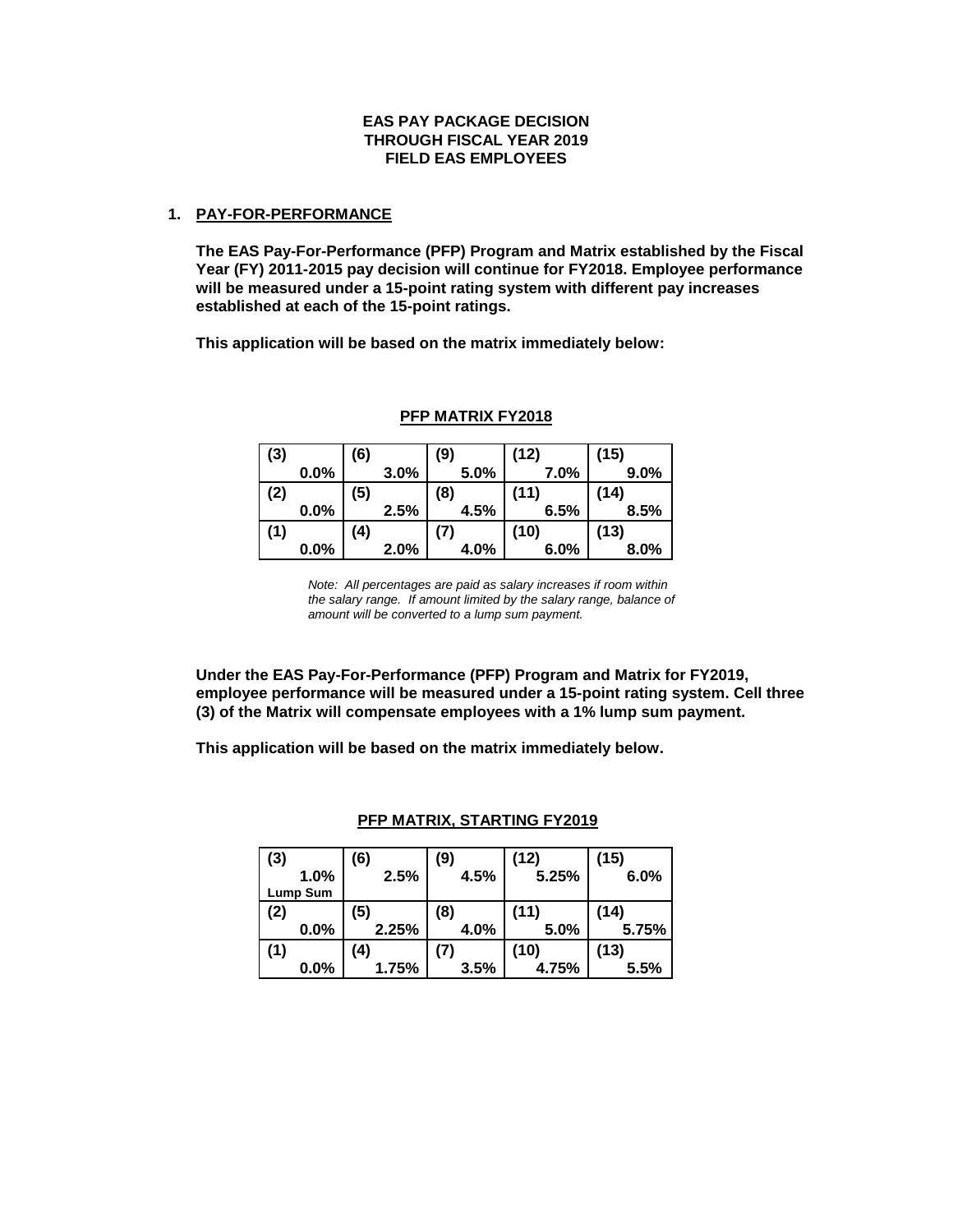**EAS PAY PACKAGE DECISION**
**THROUGH FISCAL YEAR 2019**
**FIELD EAS EMPLOYEES**

## 1. PAY-FOR-PERFORMANCE

**The EAS Pay-For-Performance (PFP) Program and Matrix established by the Fiscal Year (FY) 2011-2015 pay decision will continue for FY2018. Employee performance will be measured under a 15-point rating system with different pay increases established at each of the 15-point ratings.**

**This application will be based on the matrix immediately below:**

**PFP MATRIX FY2018**

| | | | | |
|---|---|---|---|---|
| (3) 0.0% | (6) 3.0% | (9) 5.0% | (12) 7.0% | (15) 9.0% |
| (2) 0.0% | (5) 2.5% | (8) 4.5% | (11) 6.5% | (14) 8.5% |
| (1) 0.0% | (4) 2.0% | (7) 4.0% | (10) 6.0% | (13) 8.0% |

*Note: All percentages are paid as salary increases if room within the salary range. If amount limited by the salary range, balance of amount will be converted to a lump sum payment.*

**Under the EAS Pay-For-Performance (PFP) Program and Matrix for FY2019, employee performance will be measured under a 15-point rating system. Cell three (3) of the Matrix will compensate employees with a 1% lump sum payment.**

**This application will be based on the matrix immediately below.**

**PFP MATRIX, STARTING FY2019**

| | | | | |
|---|---|---|---|---|
| (3) 1.0% Lump Sum | (6) 2.5% | (9) 4.5% | (12) 5.25% | (15) 6.0% |
| (2) 0.0% | (5) 2.25% | (8) 4.0% | (11) 5.0% | (14) 5.75% |
| (1) 0.0% | (4) 1.75% | (7) 3.5% | (10) 4.75% | (13) 5.5% |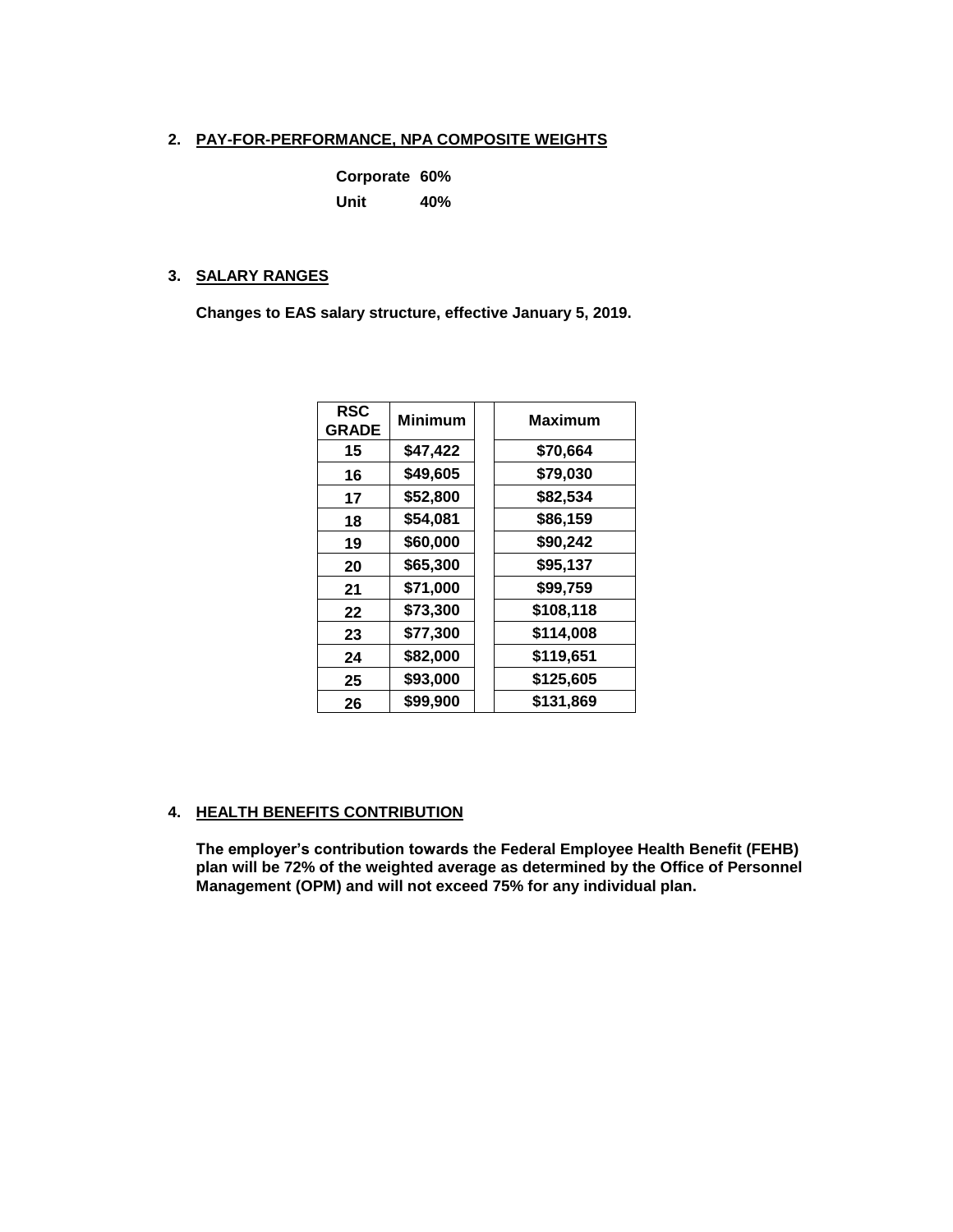## 2. PAY-FOR-PERFORMANCE, NPA COMPOSITE WEIGHTS

**Corporate 60%**

**Unit 40%**

## 3. SALARY RANGES

**Changes to EAS salary structure, effective January 5, 2019.**

| RSC GRADE | Minimum | | Maximum |
|---|---|---|---|
| 15 | $47,422 | | $70,664 |
| 16 | $49,605 | | $79,030 |
| 17 | $52,800 | | $82,534 |
| 18 | $54,081 | | $86,159 |
| 19 | $60,000 | | $90,242 |
| 20 | $65,300 | | $95,137 |
| 21 | $71,000 | | $99,759 |
| 22 | $73,300 | | $108,118 |
| 23 | $77,300 | | $114,008 |
| 24 | $82,000 | | $119,651 |
| 25 | $93,000 | | $125,605 |
| 26 | $99,900 | | $131,869 |

## 4. HEALTH BENEFITS CONTRIBUTION

**The employer's contribution towards the Federal Employee Health Benefit (FEHB) plan will be 72% of the weighted average as determined by the Office of Personnel Management (OPM) and will not exceed 75% for any individual plan.**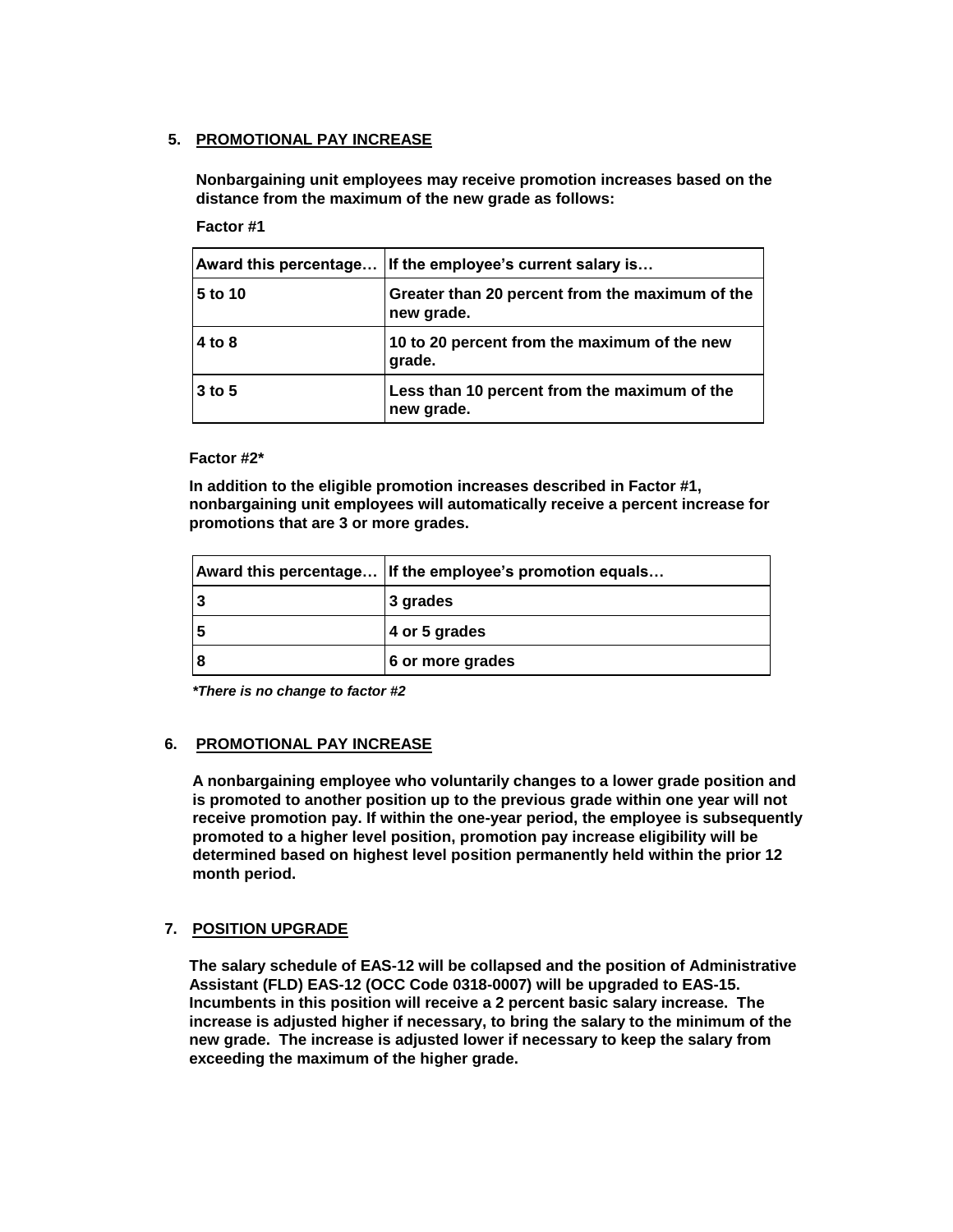## 5. PROMOTIONAL PAY INCREASE

**Nonbargaining unit employees may receive promotion increases based on the distance from the maximum of the new grade as follows:**

**Factor #1**

| Award this percentage… | If the employee's current salary is… |
|---|---|
| 5 to 10 | Greater than 20 percent from the maximum of the new grade. |
| 4 to 8 | 10 to 20 percent from the maximum of the new grade. |
| 3 to 5 | Less than 10 percent from the maximum of the new grade. |

**Factor #2***

**In addition to the eligible promotion increases described in Factor #1, nonbargaining unit employees will automatically receive a percent increase for promotions that are 3 or more grades.**

| Award this percentage… | If the employee's promotion equals… |
|---|---|
| 3 | 3 grades |
| 5 | 4 or 5 grades |
| 8 | 6 or more grades |

***There is no change to factor #2***

## 6. PROMOTIONAL PAY INCREASE

**A nonbargaining employee who voluntarily changes to a lower grade position and is promoted to another position up to the previous grade within one year will not receive promotion pay. If within the one-year period, the employee is subsequently promoted to a higher level position, promotion pay increase eligibility will be determined based on highest level position permanently held within the prior 12 month period.**

## 7. POSITION UPGRADE

**The salary schedule of EAS-12 will be collapsed and the position of Administrative Assistant (FLD) EAS-12 (OCC Code 0318-0007) will be upgraded to EAS-15. Incumbents in this position will receive a 2 percent basic salary increase. The increase is adjusted higher if necessary, to bring the salary to the minimum of the new grade. The increase is adjusted lower if necessary to keep the salary from exceeding the maximum of the higher grade.**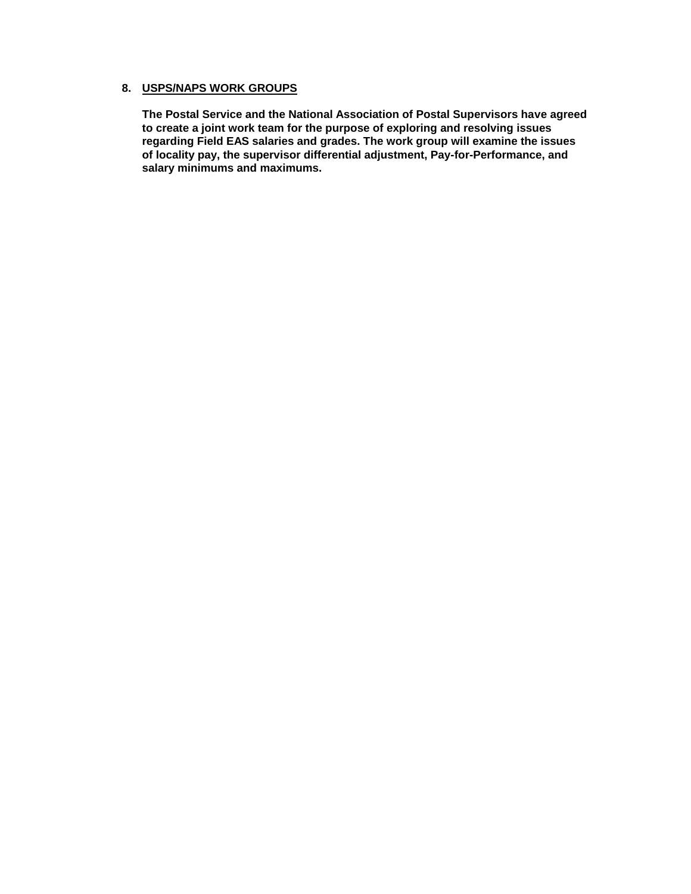**8. USPS/NAPS WORK GROUPS**

**The Postal Service and the National Association of Postal Supervisors have agreed to create a joint work team for the purpose of exploring and resolving issues regarding Field EAS salaries and grades. The work group will examine the issues of locality pay, the supervisor differential adjustment, Pay-for-Performance, and salary minimums and maximums.**